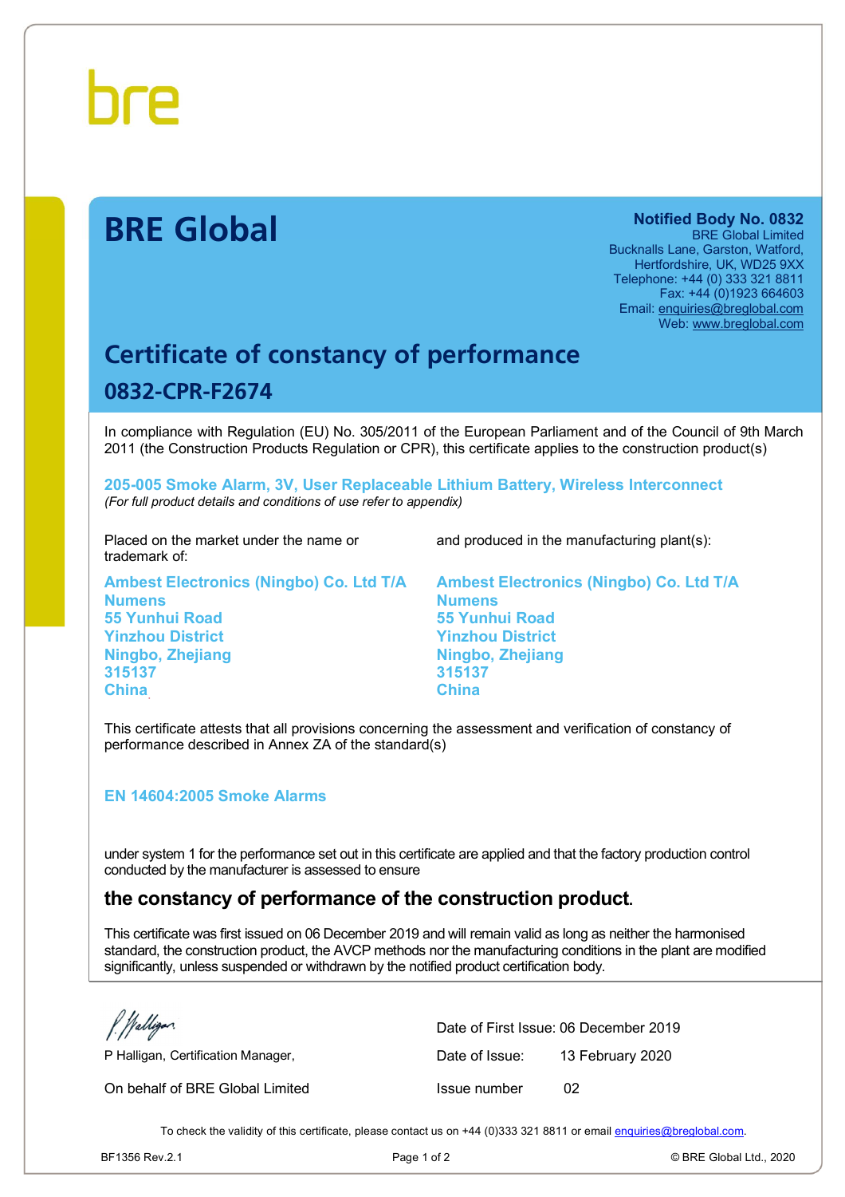bre

# BRE Global

**Notified Body No. 0832**
BRE Global Limited
Bucknalls Lane, Garston, Watford,
Hertfordshire, UK, WD25 9XX
Telephone: +44 (0) 333 321 8811
Fax: +44 (0)1923 664603
Email: enquiries@breglobal.com
Web: www.breglobal.com

## Certificate of constancy of performance

### 0832-CPR-F2674

In compliance with Regulation (EU) No. 305/2011 of the European Parliament and of the Council of 9th March 2011 (the Construction Products Regulation or CPR), this certificate applies to the construction product(s)

**205-005 Smoke Alarm, 3V, User Replaceable Lithium Battery, Wireless Interconnect**
*(For full product details and conditions of use refer to appendix)*

Placed on the market under the name or trademark of:

**Ambest Electronics (Ningbo) Co. Ltd T/A Numens**
**55 Yunhui Road**
**Yinzhou District**
**Ningbo, Zhejiang**
**315137**
**China**

and produced in the manufacturing plant(s):

**Ambest Electronics (Ningbo) Co. Ltd T/A Numens**
**55 Yunhui Road**
**Yinzhou District**
**Ningbo, Zhejiang**
**315137**
**China**

This certificate attests that all provisions concerning the assessment and verification of constancy of performance described in Annex ZA of the standard(s)

**EN 14604:2005 Smoke Alarms**

under system 1 for the performance set out in this certificate are applied and that the factory production control conducted by the manufacturer is assessed to ensure

**the constancy of performance of the construction product.**

This certificate was first issued on 06 December 2019 and will remain valid as long as neither the harmonised standard, the construction product, the AVCP methods nor the manufacturing conditions in the plant are modified significantly, unless suspended or withdrawn by the notified product certification body.

P Halligan, Certification Manager,

On behalf of BRE Global Limited

Date of First Issue: 06 December 2019

Date of Issue: 13 February 2020

Issue number 02

To check the validity of this certificate, please contact us on +44 (0)333 321 8811 or email enquiries@breglobal.com.

BF1356 Rev.2.1 © BRE Global Ltd., 2020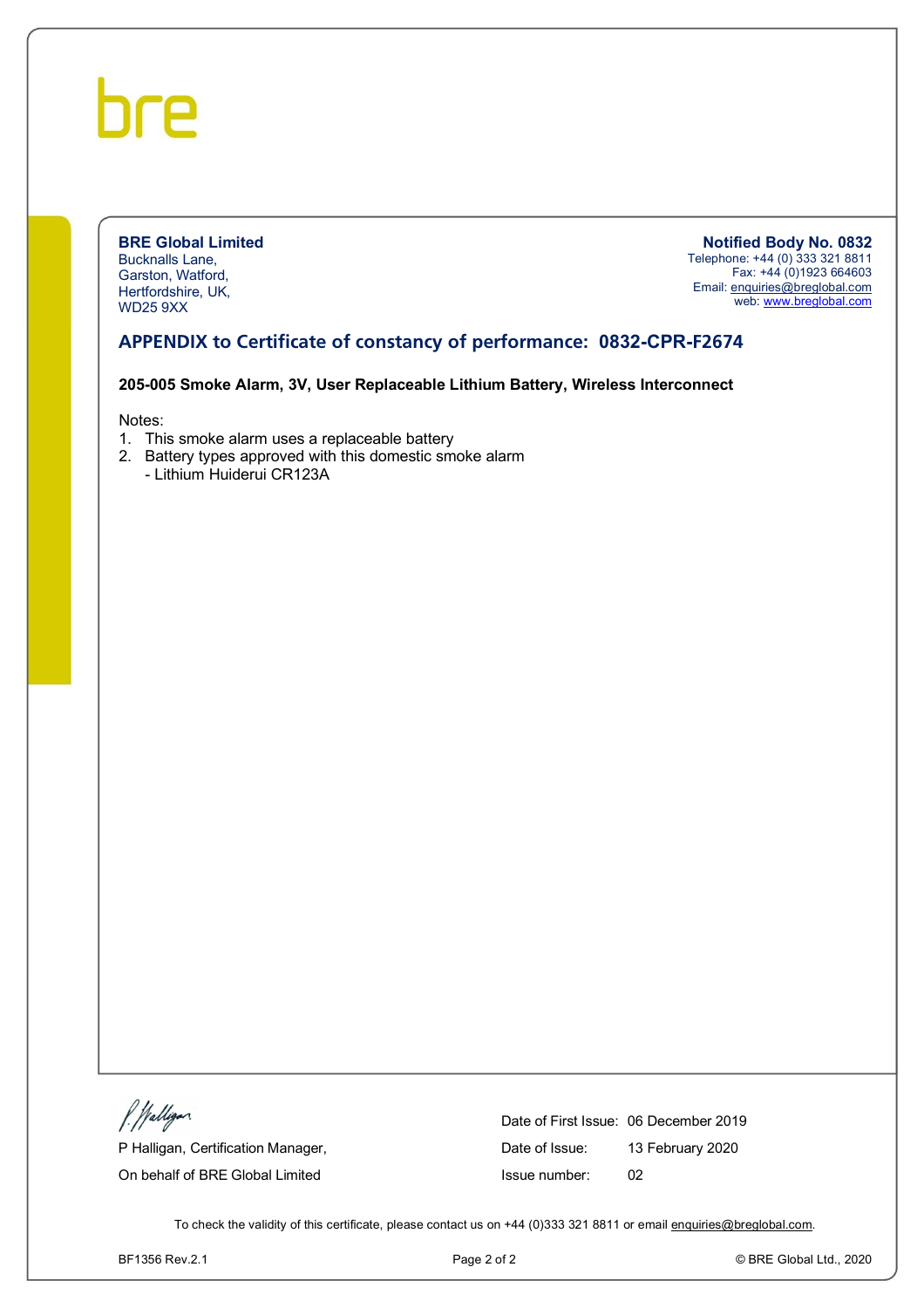**BRE Global Limited**
Bucknalls Lane,
Garston, Watford,
Hertfordshire, UK,
WD25 9XX

**Notified Body No. 0832**
Telephone: +44 (0) 333 321 8811
Fax: +44 (0)1923 664603
Email: enquiries@breglobal.com
web: www.breglobal.com

## APPENDIX to Certificate of constancy of performance: 0832-CPR-F2674

**205-005 Smoke Alarm, 3V, User Replaceable Lithium Battery, Wireless Interconnect**

Notes:

1. This smoke alarm uses a replaceable battery
2. Battery types approved with this domestic smoke alarm
   - Lithium Huiderui CR123A

P Halligan, Certification Manager,
On behalf of BRE Global Limited

| | |
|---|---|
| Date of First Issue: | 06 December 2019 |
| Date of Issue: | 13 February 2020 |
| Issue number: | 02 |

To check the validity of this certificate, please contact us on +44 (0)333 321 8811 or email enquiries@breglobal.com.

BF1356 Rev.2.1

© BRE Global Ltd., 2020